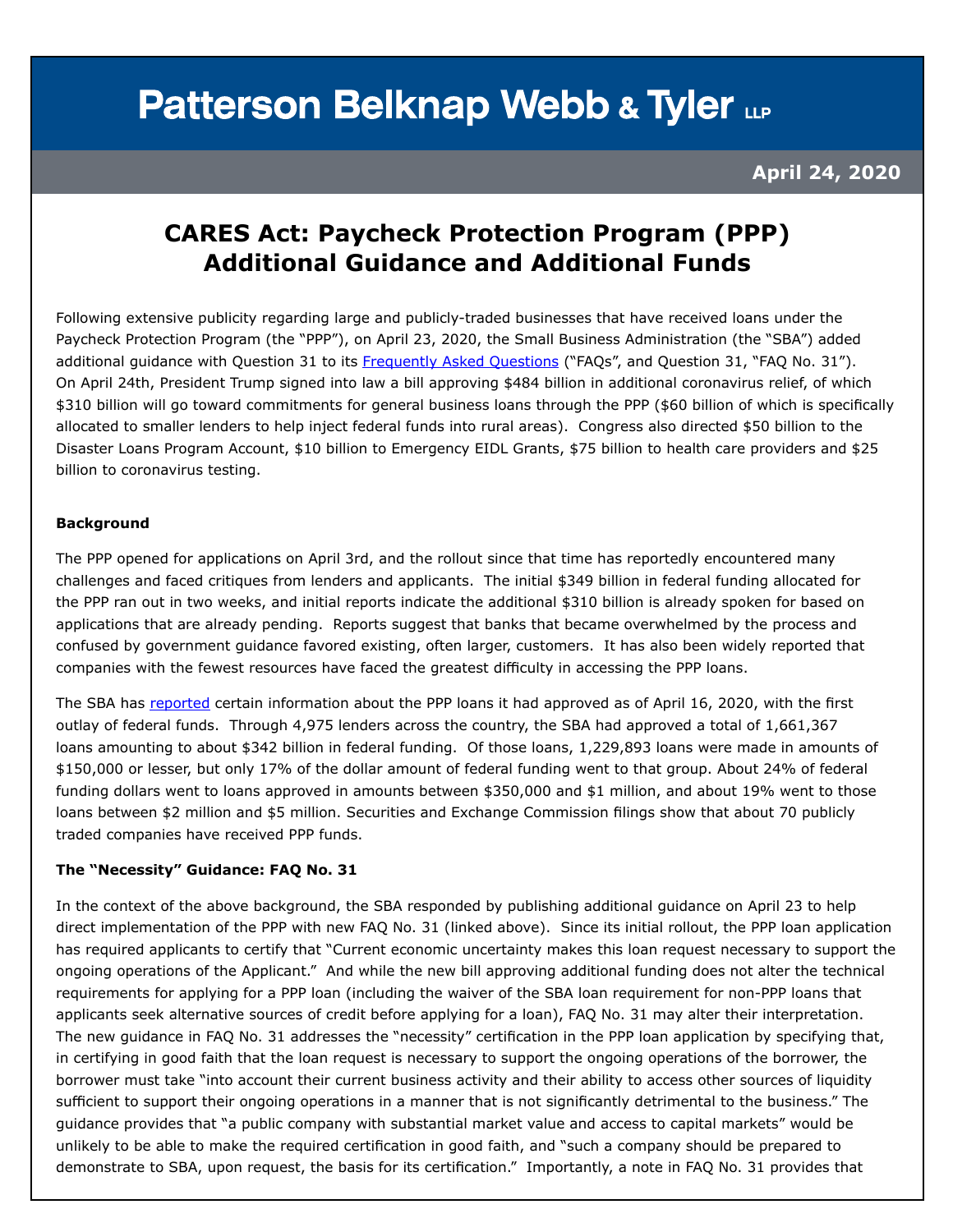# Patterson Belknap Webb & Tyler LLP

**April 24, 2020**

## CARES Act: Paycheck Protection Program (PPP) Additional Guidance and Additional Funds

Following extensive publicity regarding large and publicly-traded businesses that have received loans under the Paycheck Protection Program (the "PPP"), on April 23, 2020, the Small Business Administration (the "SBA") added additional guidance with Question 31 to its Frequently Asked Questions ("FAQs", and Question 31, "FAQ No. 31"). On April 24th, President Trump signed into law a bill approving $484 billion in additional coronavirus relief, of which $310 billion will go toward commitments for general business loans through the PPP ($60 billion of which is specifically allocated to smaller lenders to help inject federal funds into rural areas). Congress also directed $50 billion to the Disaster Loans Program Account, $10 billion to Emergency EIDL Grants, $75 billion to health care providers and $25 billion to coronavirus testing.

**Background**

The PPP opened for applications on April 3rd, and the rollout since that time has reportedly encountered many challenges and faced critiques from lenders and applicants. The initial $349 billion in federal funding allocated for the PPP ran out in two weeks, and initial reports indicate the additional $310 billion is already spoken for based on applications that are already pending. Reports suggest that banks that became overwhelmed by the process and confused by government guidance favored existing, often larger, customers. It has also been widely reported that companies with the fewest resources have faced the greatest difficulty in accessing the PPP loans.

The SBA has reported certain information about the PPP loans it had approved as of April 16, 2020, with the first outlay of federal funds. Through 4,975 lenders across the country, the SBA had approved a total of 1,661,367 loans amounting to about $342 billion in federal funding. Of those loans, 1,229,893 loans were made in amounts of $150,000 or lesser, but only 17% of the dollar amount of federal funding went to that group. About 24% of federal funding dollars went to loans approved in amounts between $350,000 and $1 million, and about 19% went to those loans between $2 million and $5 million. Securities and Exchange Commission filings show that about 70 publicly traded companies have received PPP funds.

**The "Necessity" Guidance: FAQ No. 31**

In the context of the above background, the SBA responded by publishing additional guidance on April 23 to help direct implementation of the PPP with new FAQ No. 31 (linked above). Since its initial rollout, the PPP loan application has required applicants to certify that "Current economic uncertainty makes this loan request necessary to support the ongoing operations of the Applicant." And while the new bill approving additional funding does not alter the technical requirements for applying for a PPP loan (including the waiver of the SBA loan requirement for non-PPP loans that applicants seek alternative sources of credit before applying for a loan), FAQ No. 31 may alter their interpretation. The new guidance in FAQ No. 31 addresses the "necessity" certification in the PPP loan application by specifying that, in certifying in good faith that the loan request is necessary to support the ongoing operations of the borrower, the borrower must take "into account their current business activity and their ability to access other sources of liquidity sufficient to support their ongoing operations in a manner that is not significantly detrimental to the business." The guidance provides that "a public company with substantial market value and access to capital markets" would be unlikely to be able to make the required certification in good faith, and "such a company should be prepared to demonstrate to SBA, upon request, the basis for its certification." Importantly, a note in FAQ No. 31 provides that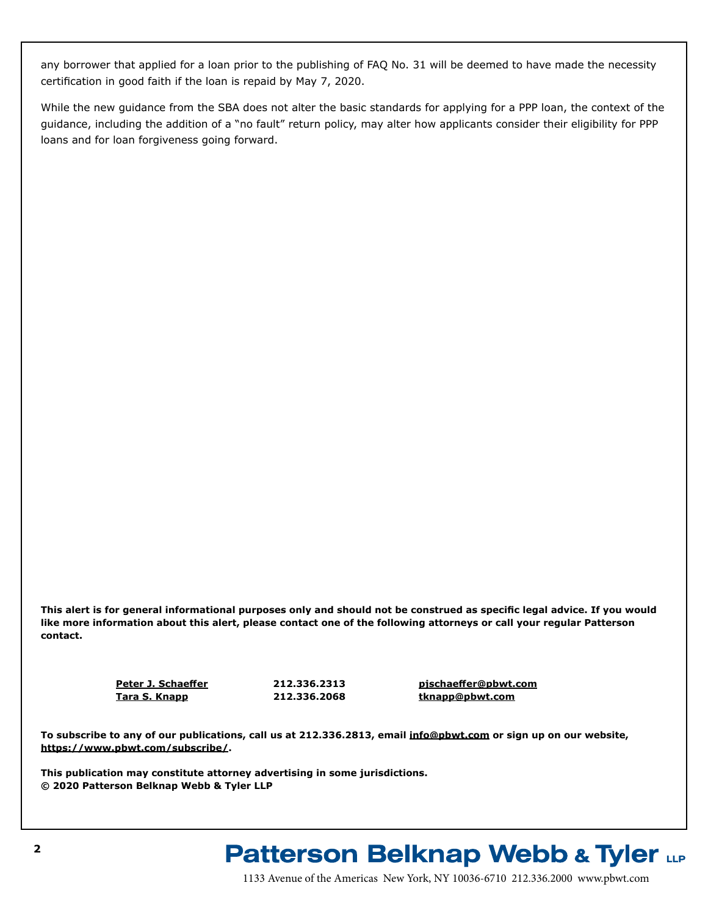any borrower that applied for a loan prior to the publishing of FAQ No. 31 will be deemed to have made the necessity certification in good faith if the loan is repaid by May 7, 2020.

While the new guidance from the SBA does not alter the basic standards for applying for a PPP loan, the context of the guidance, including the addition of a "no fault" return policy, may alter how applicants consider their eligibility for PPP loans and for loan forgiveness going forward.

**This alert is for general informational purposes only and should not be construed as specific legal advice. If you would like more information about this alert, please contact one of the following attorneys or call your regular Patterson contact.**

| | | |
|---|---|---|
| **Peter J. Schaeffer** | **212.336.2313** | **pjschaeffer@pbwt.com** |
| **Tara S. Knapp** | **212.336.2068** | **tknapp@pbwt.com** |

**To subscribe to any of our publications, call us at 212.336.2813, email info@pbwt.com or sign up on our website, https://www.pbwt.com/subscribe/.**

**This publication may constitute attorney advertising in some jurisdictions.**
**© 2020 Patterson Belknap Webb & Tyler LLP**

**Patterson Belknap Webb & Tyler LLP**

1133 Avenue of the Americas New York, NY 10036-6710 212.336.2000 www.pbwt.com